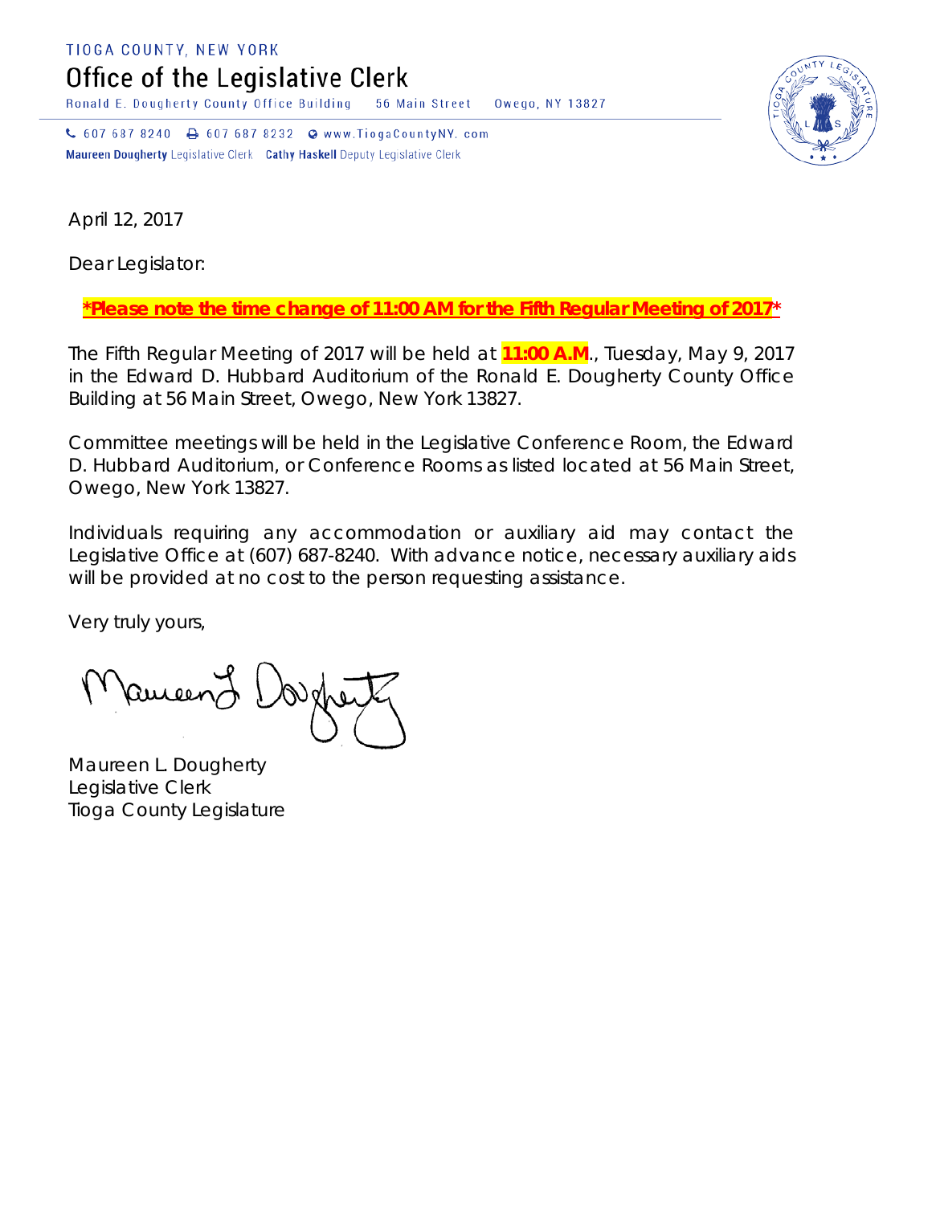TIOGA COUNTY, NEW YORK

# Office of the Legislative Clerk

Ronald E. Dougherty County Office Building 56 Main Street Owego, NY 13827

607 687 8240 607 687 8232 www.TiogaCountyNY.com

**Maureen Dougherty** Legislative Clerk **Cathy Haskell** Deputy Legislative Clerk

April 12, 2017

Dear Legislator:

**\*Please note the time change of 11:00 AM for the Fifth Regular Meeting of 2017\***

The Fifth Regular Meeting of 2017 will be held at **11:00 A.M**., Tuesday, May 9, 2017 in the Edward D. Hubbard Auditorium of the Ronald E. Dougherty County Office Building at 56 Main Street, Owego, New York 13827.

Committee meetings will be held in the Legislative Conference Room, the Edward D. Hubbard Auditorium, or Conference Rooms as listed located at 56 Main Street, Owego, New York 13827.

Individuals requiring any accommodation or auxiliary aid may contact the Legislative Office at (607) 687-8240. With advance notice, necessary auxiliary aids will be provided at no cost to the person requesting assistance.

Very truly yours,

Maureen L. Dougherty
Legislative Clerk
Tioga County Legislature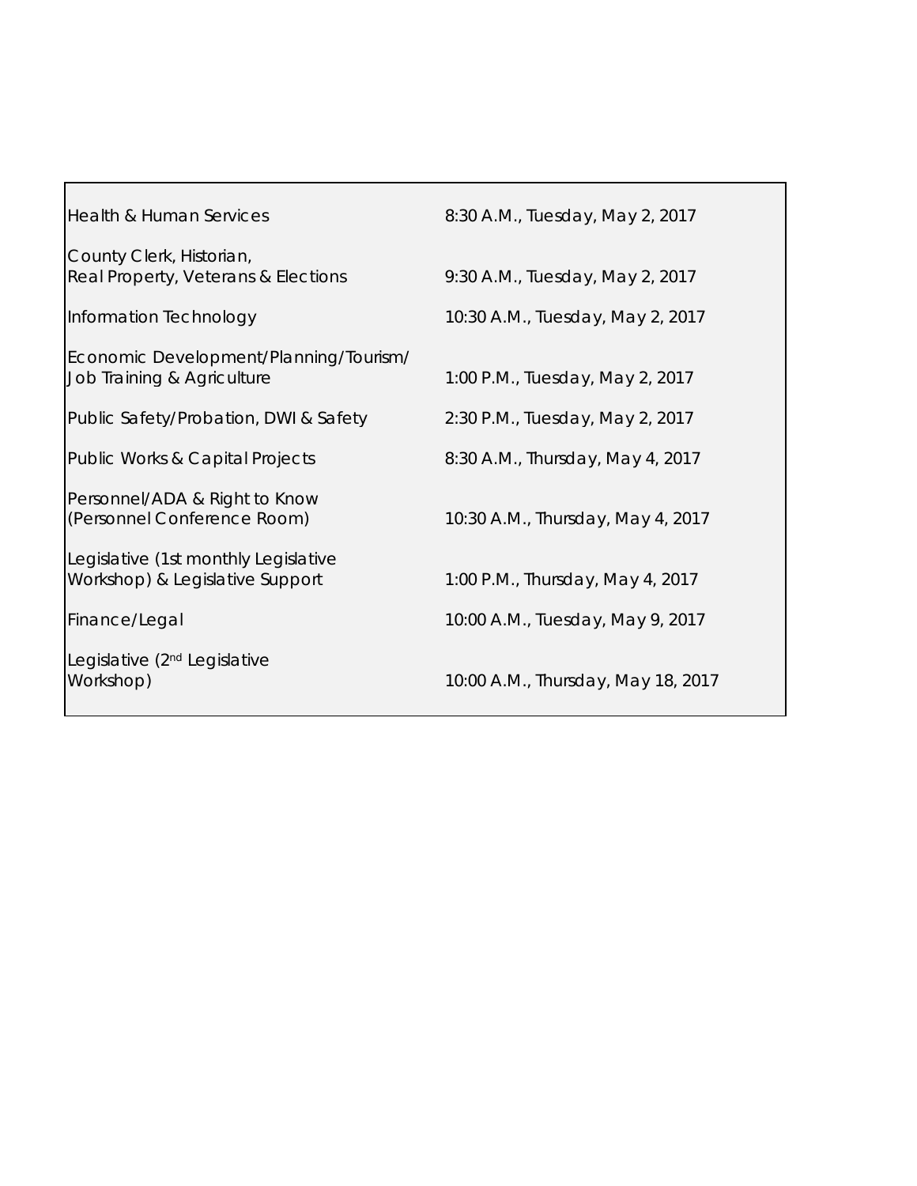| | |
|---|---|
| Health & Human Services | 8:30 A.M., Tuesday, May 2, 2017 |
| County Clerk, Historian, Real Property, Veterans & Elections | 9:30 A.M., Tuesday, May 2, 2017 |
| Information Technology | 10:30 A.M., Tuesday, May 2, 2017 |
| Economic Development/Planning/Tourism/ Job Training & Agriculture | 1:00 P.M., Tuesday, May 2, 2017 |
| Public Safety/Probation, DWI & Safety | 2:30 P.M., Tuesday, May 2, 2017 |
| Public Works & Capital Projects | 8:30 A.M., Thursday, May 4, 2017 |
| Personnel/ADA & Right to Know (Personnel Conference Room) | 10:30 A.M., Thursday, May 4, 2017 |
| Legislative (1st monthly Legislative Workshop) & Legislative Support | 1:00 P.M., Thursday, May 4, 2017 |
| Finance/Legal | 10:00 A.M., Tuesday, May 9, 2017 |
| Legislative (2nd Legislative Workshop) | 10:00 A.M., Thursday, May 18, 2017 |